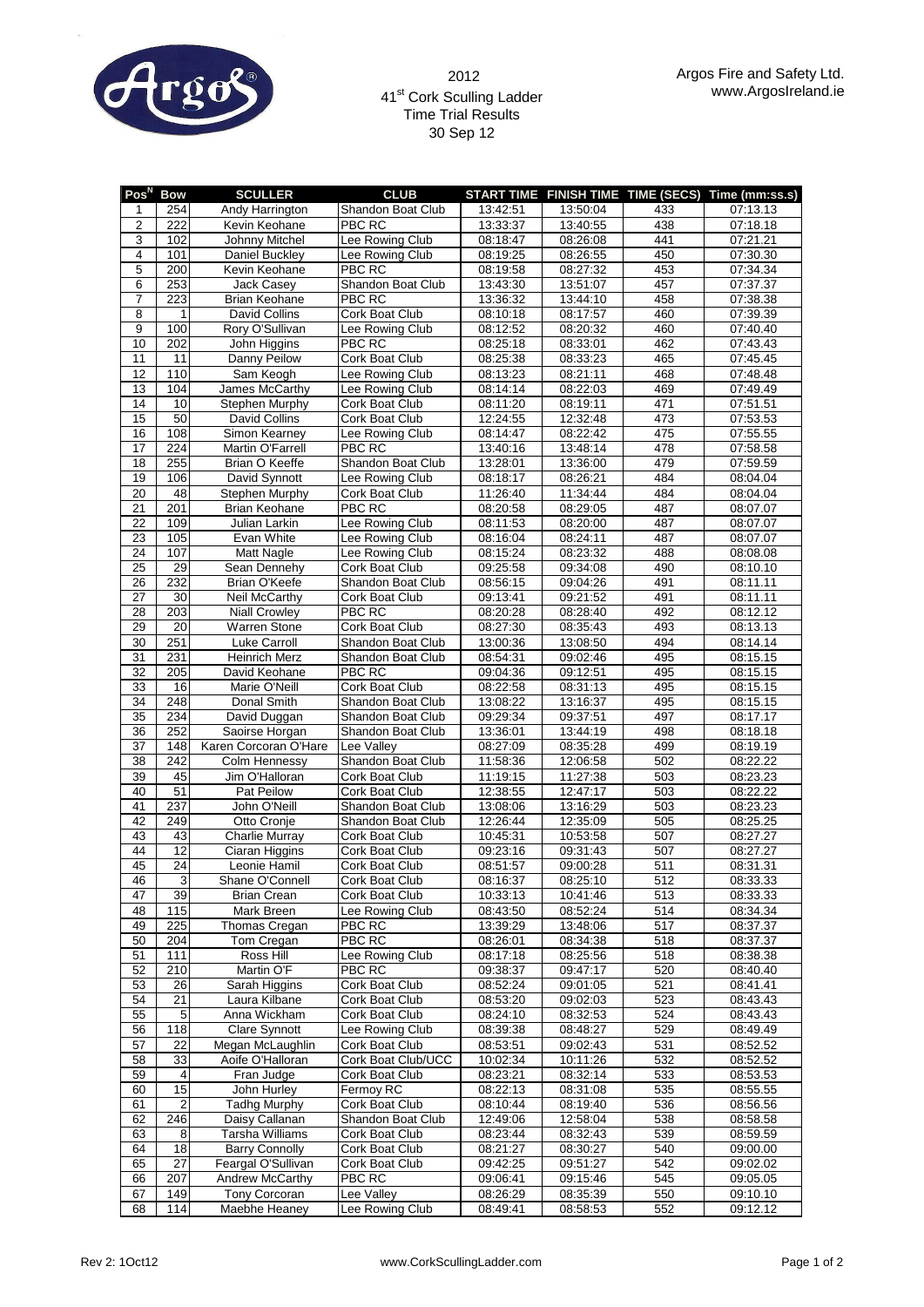2012
41[st] Cork Sculling Ladder
Time Trial Results
30 Sep 12

Argos Fire and Safety Ltd.
www.ArgosIreland.ie

| Pos[N] | Bow | SCULLER | CLUB | START TIME | FINISH TIME | TIME (SECS) | Time (mm:ss.s) |
|---|---|---|---|---|---|---|---|
| 1 | 254 | Andy Harrington | Shandon Boat Club | 13:42:51 | 13:50:04 | 433 | 07:13.13 |
| 2 | 222 | Kevin Keohane | PBC RC | 13:33:37 | 13:40:55 | 438 | 07:18.18 |
| 3 | 102 | Johnny Mitchel | Lee Rowing Club | 08:18:47 | 08:26:08 | 441 | 07:21.21 |
| 4 | 101 | Daniel Buckley | Lee Rowing Club | 08:19:25 | 08:26:55 | 450 | 07:30.30 |
| 5 | 200 | Kevin Keohane | PBC RC | 08:19:58 | 08:27:32 | 453 | 07:34.34 |
| 6 | 253 | Jack Casey | Shandon Boat Club | 13:43:30 | 13:51:07 | 457 | 07:37.37 |
| 7 | 223 | Brian Keohane | PBC RC | 13:36:32 | 13:44:10 | 458 | 07:38.38 |
| 8 | 1 | David Collins | Cork Boat Club | 08:10:18 | 08:17:57 | 460 | 07:39.39 |
| 9 | 100 | Rory O'Sullivan | Lee Rowing Club | 08:12:52 | 08:20:32 | 460 | 07:40.40 |
| 10 | 202 | John Higgins | PBC RC | 08:25:18 | 08:33:01 | 462 | 07:43.43 |
| 11 | 11 | Danny Peilow | Cork Boat Club | 08:25:38 | 08:33:23 | 465 | 07:45.45 |
| 12 | 110 | Sam Keogh | Lee Rowing Club | 08:13:23 | 08:21:11 | 468 | 07:48.48 |
| 13 | 104 | James McCarthy | Lee Rowing Club | 08:14:14 | 08:22:03 | 469 | 07:49.49 |
| 14 | 10 | Stephen Murphy | Cork Boat Club | 08:11:20 | 08:19:11 | 471 | 07:51.51 |
| 15 | 50 | David Collins | Cork Boat Club | 12:24:55 | 12:32:48 | 473 | 07:53.53 |
| 16 | 108 | Simon Kearney | Lee Rowing Club | 08:14:47 | 08:22:42 | 475 | 07:55.55 |
| 17 | 224 | Martin O'Farrell | PBC RC | 13:40:16 | 13:48:14 | 478 | 07:58.58 |
| 18 | 255 | Brian O Keeffe | Shandon Boat Club | 13:28:01 | 13:36:00 | 479 | 07:59.59 |
| 19 | 106 | David Synnott | Lee Rowing Club | 08:18:17 | 08:26:21 | 484 | 08:04.04 |
| 20 | 48 | Stephen Murphy | Cork Boat Club | 11:26:40 | 11:34:44 | 484 | 08:04.04 |
| 21 | 201 | Brian Keohane | PBC RC | 08:20:58 | 08:29:05 | 487 | 08:07.07 |
| 22 | 109 | Julian Larkin | Lee Rowing Club | 08:11:53 | 08:20:00 | 487 | 08:07.07 |
| 23 | 105 | Evan White | Lee Rowing Club | 08:16:04 | 08:24:11 | 487 | 08:07.07 |
| 24 | 107 | Matt Nagle | Lee Rowing Club | 08:15:24 | 08:23:32 | 488 | 08:08.08 |
| 25 | 29 | Sean Dennehy | Cork Boat Club | 09:25:58 | 09:34:08 | 490 | 08:10.10 |
| 26 | 232 | Brian O'Keefe | Shandon Boat Club | 08:56:15 | 09:04:26 | 491 | 08:11.11 |
| 27 | 30 | Neil McCarthy | Cork Boat Club | 09:13:41 | 09:21:52 | 491 | 08:11.11 |
| 28 | 203 | Niall Crowley | PBC RC | 08:20:28 | 08:28:40 | 492 | 08:12.12 |
| 29 | 20 | Warren Stone | Cork Boat Club | 08:27:30 | 08:35:43 | 493 | 08:13.13 |
| 30 | 251 | Luke Carroll | Shandon Boat Club | 13:00:36 | 13:08:50 | 494 | 08:14.14 |
| 31 | 231 | Heinrich Merz | Shandon Boat Club | 08:54:31 | 09:02:46 | 495 | 08:15.15 |
| 32 | 205 | David Keohane | PBC RC | 09:04:36 | 09:12:51 | 495 | 08:15.15 |
| 33 | 16 | Marie O'Neill | Cork Boat Club | 08:22:58 | 08:31:13 | 495 | 08:15.15 |
| 34 | 248 | Donal Smith | Shandon Boat Club | 13:08:22 | 13:16:37 | 495 | 08:15.15 |
| 35 | 234 | David Duggan | Shandon Boat Club | 09:29:34 | 09:37:51 | 497 | 08:17.17 |
| 36 | 252 | Saoirse Horgan | Shandon Boat Club | 13:36:01 | 13:44:19 | 498 | 08:18.18 |
| 37 | 148 | Karen Corcoran O'Hare | Lee Valley | 08:27:09 | 08:35:28 | 499 | 08:19.19 |
| 38 | 242 | Colm Hennessy | Shandon Boat Club | 11:58:36 | 12:06:58 | 502 | 08:22.22 |
| 39 | 45 | Jim O'Halloran | Cork Boat Club | 11:19:15 | 11:27:38 | 503 | 08:23.23 |
| 40 | 51 | Pat Peilow | Cork Boat Club | 12:38:55 | 12:47:17 | 503 | 08:22.22 |
| 41 | 237 | John O'Neill | Shandon Boat Club | 13:08:06 | 13:16:29 | 503 | 08:23.23 |
| 42 | 249 | Otto Cronje | Shandon Boat Club | 12:26:44 | 12:35:09 | 505 | 08:25.25 |
| 43 | 43 | Charlie Murray | Cork Boat Club | 10:45:31 | 10:53:58 | 507 | 08:27.27 |
| 44 | 12 | Ciaran Higgins | Cork Boat Club | 09:23:16 | 09:31:43 | 507 | 08:27.27 |
| 45 | 24 | Leonie Hamil | Cork Boat Club | 08:51:57 | 09:00:28 | 511 | 08:31.31 |
| 46 | 3 | Shane O'Connell | Cork Boat Club | 08:16:37 | 08:25:10 | 512 | 08:33.33 |
| 47 | 39 | Brian Crean | Cork Boat Club | 10:33:13 | 10:41:46 | 513 | 08:33.33 |
| 48 | 115 | Mark Breen | Lee Rowing Club | 08:43:50 | 08:52:24 | 514 | 08:34.34 |
| 49 | 225 | Thomas Cregan | PBC RC | 13:39:29 | 13:48:06 | 517 | 08:37.37 |
| 50 | 204 | Tom Cregan | PBC RC | 08:26:01 | 08:34:38 | 518 | 08:37.37 |
| 51 | 111 | Ross Hill | Lee Rowing Club | 08:17:18 | 08:25:56 | 518 | 08:38.38 |
| 52 | 210 | Martin O'F | PBC RC | 09:38:37 | 09:47:17 | 520 | 08:40.40 |
| 53 | 26 | Sarah Higgins | Cork Boat Club | 08:52:24 | 09:01:05 | 521 | 08:41.41 |
| 54 | 21 | Laura Kilbane | Cork Boat Club | 08:53:20 | 09:02:03 | 523 | 08:43.43 |
| 55 | 5 | Anna Wickham | Cork Boat Club | 08:24:10 | 08:32:53 | 524 | 08:43.43 |
| 56 | 118 | Clare Synnott | Lee Rowing Club | 08:39:38 | 08:48:27 | 529 | 08:49.49 |
| 57 | 22 | Megan McLaughlin | Cork Boat Club | 08:53:51 | 09:02:43 | 531 | 08:52.52 |
| 58 | 33 | Aoife O'Halloran | Cork Boat Club/UCC | 10:02:34 | 10:11:26 | 532 | 08:52.52 |
| 59 | 4 | Fran Judge | Cork Boat Club | 08:23:21 | 08:32:14 | 533 | 08:53.53 |
| 60 | 15 | John Hurley | Fermoy RC | 08:22:13 | 08:31:08 | 535 | 08:55.55 |
| 61 | 2 | Tadhg Murphy | Cork Boat Club | 08:10:44 | 08:19:40 | 536 | 08:56.56 |
| 62 | 246 | Daisy Callanan | Shandon Boat Club | 12:49:06 | 12:58:04 | 538 | 08:58.58 |
| 63 | 8 | Tarsha Williams | Cork Boat Club | 08:23:44 | 08:32:43 | 539 | 08:59.59 |
| 64 | 18 | Barry Connolly | Cork Boat Club | 08:21:27 | 08:30:27 | 540 | 09:00.00 |
| 65 | 27 | Feargal O'Sullivan | Cork Boat Club | 09:42:25 | 09:51:27 | 542 | 09:02.02 |
| 66 | 207 | Andrew McCarthy | PBC RC | 09:06:41 | 09:15:46 | 545 | 09:05.05 |
| 67 | 149 | Tony Corcoran | Lee Valley | 08:26:29 | 08:35:39 | 550 | 09:10.10 |
| 68 | 114 | Maebhe Heaney | Lee Rowing Club | 08:49:41 | 08:58:53 | 552 | 09:12.12 |

Rev 2: 1Oct12

www.CorkScullingLadder.com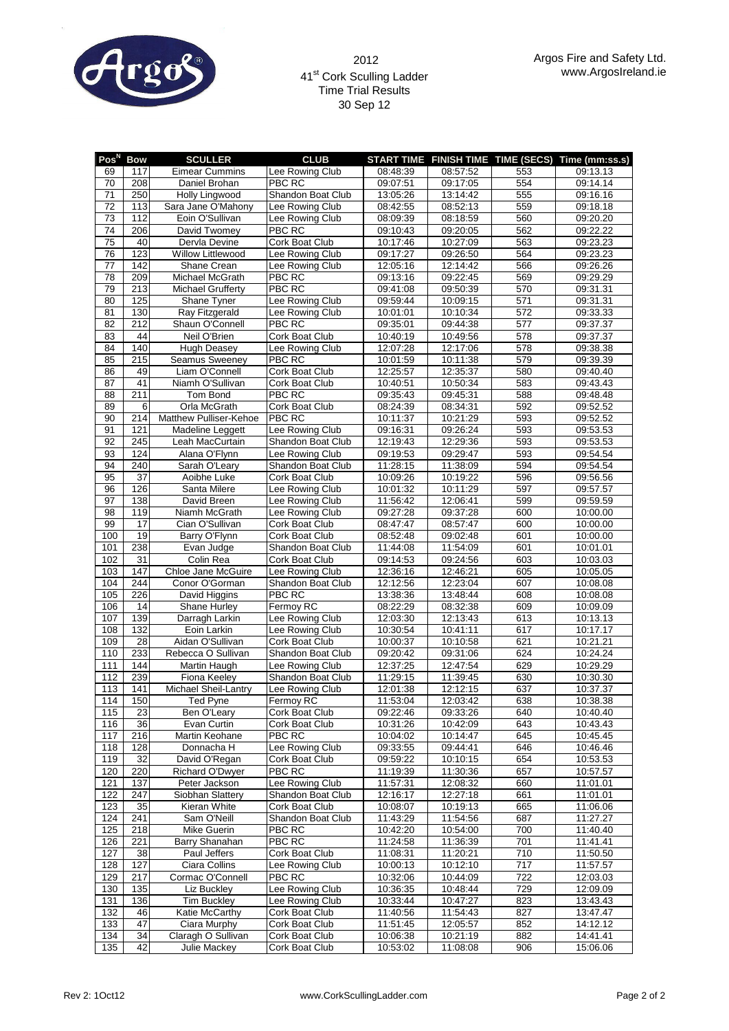2012

41[st] Cork Sculling Ladder

Time Trial Results

30 Sep 12

Argos Fire and Safety Ltd.

www.ArgosIreland.ie

| Pos[N] | Bow | SCULLER | CLUB | START TIME | FINISH TIME | TIME (SECS) | Time (mm:ss.s) |
|---|---|---|---|---|---|---|---|
| 69 | 117 | Eimear Cummins | Lee Rowing Club | 08:48:39 | 08:57:52 | 553 | 09:13.13 |
| 70 | 208 | Daniel Brohan | PBC RC | 09:07:51 | 09:17:05 | 554 | 09:14.14 |
| 71 | 250 | Holly Lingwood | Shandon Boat Club | 13:05:26 | 13:14:42 | 555 | 09:16.16 |
| 72 | 113 | Sara Jane O'Mahony | Lee Rowing Club | 08:42:55 | 08:52:13 | 559 | 09:18.18 |
| 73 | 112 | Eoin O'Sullivan | Lee Rowing Club | 08:09:39 | 08:18:59 | 560 | 09:20.20 |
| 74 | 206 | David Twomey | PBC RC | 09:10:43 | 09:20:05 | 562 | 09:22.22 |
| 75 | 40 | Dervla Devine | Cork Boat Club | 10:17:46 | 10:27:09 | 563 | 09:23.23 |
| 76 | 123 | Willow Littlewood | Lee Rowing Club | 09:17:27 | 09:26:50 | 564 | 09:23.23 |
| 77 | 142 | Shane Crean | Lee Rowing Club | 12:05:16 | 12:14:42 | 566 | 09:26.26 |
| 78 | 209 | Michael McGrath | PBC RC | 09:13:16 | 09:22:45 | 569 | 09:29.29 |
| 79 | 213 | Michael Grufferty | PBC RC | 09:41:08 | 09:50:39 | 570 | 09:31.31 |
| 80 | 125 | Shane Tyner | Lee Rowing Club | 09:59:44 | 10:09:15 | 571 | 09:31.31 |
| 81 | 130 | Ray Fitzgerald | Lee Rowing Club | 10:01:01 | 10:10:34 | 572 | 09:33.33 |
| 82 | 212 | Shaun O'Connell | PBC RC | 09:35:01 | 09:44:38 | 577 | 09:37.37 |
| 83 | 44 | Neil O'Brien | Cork Boat Club | 10:40:19 | 10:49:56 | 578 | 09:37.37 |
| 84 | 140 | Hugh Deasey | Lee Rowing Club | 12:07:28 | 12:17:06 | 578 | 09:38.38 |
| 85 | 215 | Seamus Sweeney | PBC RC | 10:01:59 | 10:11:38 | 579 | 09:39.39 |
| 86 | 49 | Liam O'Connell | Cork Boat Club | 12:25:57 | 12:35:37 | 580 | 09:40.40 |
| 87 | 41 | Niamh O'Sullivan | Cork Boat Club | 10:40:51 | 10:50:34 | 583 | 09:43.43 |
| 88 | 211 | Tom Bond | PBC RC | 09:35:43 | 09:45:31 | 588 | 09:48.48 |
| 89 | 6 | Orla McGrath | Cork Boat Club | 08:24:39 | 08:34:31 | 592 | 09:52.52 |
| 90 | 214 | Matthew Pulliser-Kehoe | PBC RC | 10:11:37 | 10:21:29 | 593 | 09:52.52 |
| 91 | 121 | Madeline Leggett | Lee Rowing Club | 09:16:31 | 09:26:24 | 593 | 09:53.53 |
| 92 | 245 | Leah MacCurtain | Shandon Boat Club | 12:19:43 | 12:29:36 | 593 | 09:53.53 |
| 93 | 124 | Alana O'Flynn | Lee Rowing Club | 09:19:53 | 09:29:47 | 593 | 09:54.54 |
| 94 | 240 | Sarah O'Leary | Shandon Boat Club | 11:28:15 | 11:38:09 | 594 | 09:54.54 |
| 95 | 37 | Aoibhe Luke | Cork Boat Club | 10:09:26 | 10:19:22 | 596 | 09:56.56 |
| 96 | 126 | Santa Milere | Lee Rowing Club | 10:01:32 | 10:11:29 | 597 | 09:57.57 |
| 97 | 138 | David Breen | Lee Rowing Club | 11:56:42 | 12:06:41 | 599 | 09:59.59 |
| 98 | 119 | Niamh McGrath | Lee Rowing Club | 09:27:28 | 09:37:28 | 600 | 10:00.00 |
| 99 | 17 | Cian O'Sullivan | Cork Boat Club | 08:47:47 | 08:57:47 | 600 | 10:00.00 |
| 100 | 19 | Barry O'Flynn | Cork Boat Club | 08:52:48 | 09:02:48 | 601 | 10:00.00 |
| 101 | 238 | Evan Judge | Shandon Boat Club | 11:44:08 | 11:54:09 | 601 | 10:01.01 |
| 102 | 31 | Colin Rea | Cork Boat Club | 09:14:53 | 09:24:56 | 603 | 10:03.03 |
| 103 | 147 | Chloe Jane McGuire | Lee Rowing Club | 12:36:16 | 12:46:21 | 605 | 10:05.05 |
| 104 | 244 | Conor O'Gorman | Shandon Boat Club | 12:12:56 | 12:23:04 | 607 | 10:08.08 |
| 105 | 226 | David Higgins | PBC RC | 13:38:36 | 13:48:44 | 608 | 10:08.08 |
| 106 | 14 | Shane Hurley | Fermoy RC | 08:22:29 | 08:32:38 | 609 | 10:09.09 |
| 107 | 139 | Darragh Larkin | Lee Rowing Club | 12:03:30 | 12:13:43 | 613 | 10:13.13 |
| 108 | 132 | Eoin Larkin | Lee Rowing Club | 10:30:54 | 10:41:11 | 617 | 10:17.17 |
| 109 | 28 | Aidan O'Sullivan | Cork Boat Club | 10:00:37 | 10:10:58 | 621 | 10:21.21 |
| 110 | 233 | Rebecca O Sullivan | Shandon Boat Club | 09:20:42 | 09:31:06 | 624 | 10:24.24 |
| 111 | 144 | Martin Haugh | Lee Rowing Club | 12:37:25 | 12:47:54 | 629 | 10:29.29 |
| 112 | 239 | Fiona Keeley | Shandon Boat Club | 11:29:15 | 11:39:45 | 630 | 10:30.30 |
| 113 | 141 | Michael Sheil-Lantry | Lee Rowing Club | 12:01:38 | 12:12:15 | 637 | 10:37.37 |
| 114 | 150 | Ted Pyne | Fermoy RC | 11:53:04 | 12:03:42 | 638 | 10:38.38 |
| 115 | 23 | Ben O'Leary | Cork Boat Club | 09:22:46 | 09:33:26 | 640 | 10:40.40 |
| 116 | 36 | Evan Curtin | Cork Boat Club | 10:31:26 | 10:42:09 | 643 | 10:43.43 |
| 117 | 216 | Martin Keohane | PBC RC | 10:04:02 | 10:14:47 | 645 | 10:45.45 |
| 118 | 128 | Donnacha H | Lee Rowing Club | 09:33:55 | 09:44:41 | 646 | 10:46.46 |
| 119 | 32 | David O'Regan | Cork Boat Club | 09:59:22 | 10:10:15 | 654 | 10:53.53 |
| 120 | 220 | Richard O'Dwyer | PBC RC | 11:19:39 | 11:30:36 | 657 | 10:57.57 |
| 121 | 137 | Peter Jackson | Lee Rowing Club | 11:57:31 | 12:08:32 | 660 | 11:01.01 |
| 122 | 247 | Siobhan Slattery | Shandon Boat Club | 12:16:17 | 12:27:18 | 661 | 11:01.01 |
| 123 | 35 | Kieran White | Cork Boat Club | 10:08:07 | 10:19:13 | 665 | 11:06.06 |
| 124 | 241 | Sam O'Neill | Shandon Boat Club | 11:43:29 | 11:54:56 | 687 | 11:27.27 |
| 125 | 218 | Mike Guerin | PBC RC | 10:42:20 | 10:54:00 | 700 | 11:40.40 |
| 126 | 221 | Barry Shanahan | PBC RC | 11:24:58 | 11:36:39 | 701 | 11:41.41 |
| 127 | 38 | Paul Jeffers | Cork Boat Club | 11:08:31 | 11:20:21 | 710 | 11:50.50 |
| 128 | 127 | Ciara Collins | Lee Rowing Club | 10:00:13 | 10:12:10 | 717 | 11:57.57 |
| 129 | 217 | Cormac O'Connell | PBC RC | 10:32:06 | 10:44:09 | 722 | 12:03.03 |
| 130 | 135 | Liz Buckley | Lee Rowing Club | 10:36:35 | 10:48:44 | 729 | 12:09.09 |
| 131 | 136 | Tim Buckley | Lee Rowing Club | 10:33:44 | 10:47:27 | 823 | 13:43.43 |
| 132 | 46 | Katie McCarthy | Cork Boat Club | 11:40:56 | 11:54:43 | 827 | 13:47.47 |
| 133 | 47 | Ciara Murphy | Cork Boat Club | 11:51:45 | 12:05:57 | 852 | 14:12.12 |
| 134 | 34 | Claragh O Sullivan | Cork Boat Club | 10:06:38 | 10:21:19 | 882 | 14:41.41 |
| 135 | 42 | Julie Mackey | Cork Boat Club | 10:53:02 | 11:08:08 | 906 | 15:06.06 |

Rev 2: 1Oct12

www.CorkScullingLadder.com